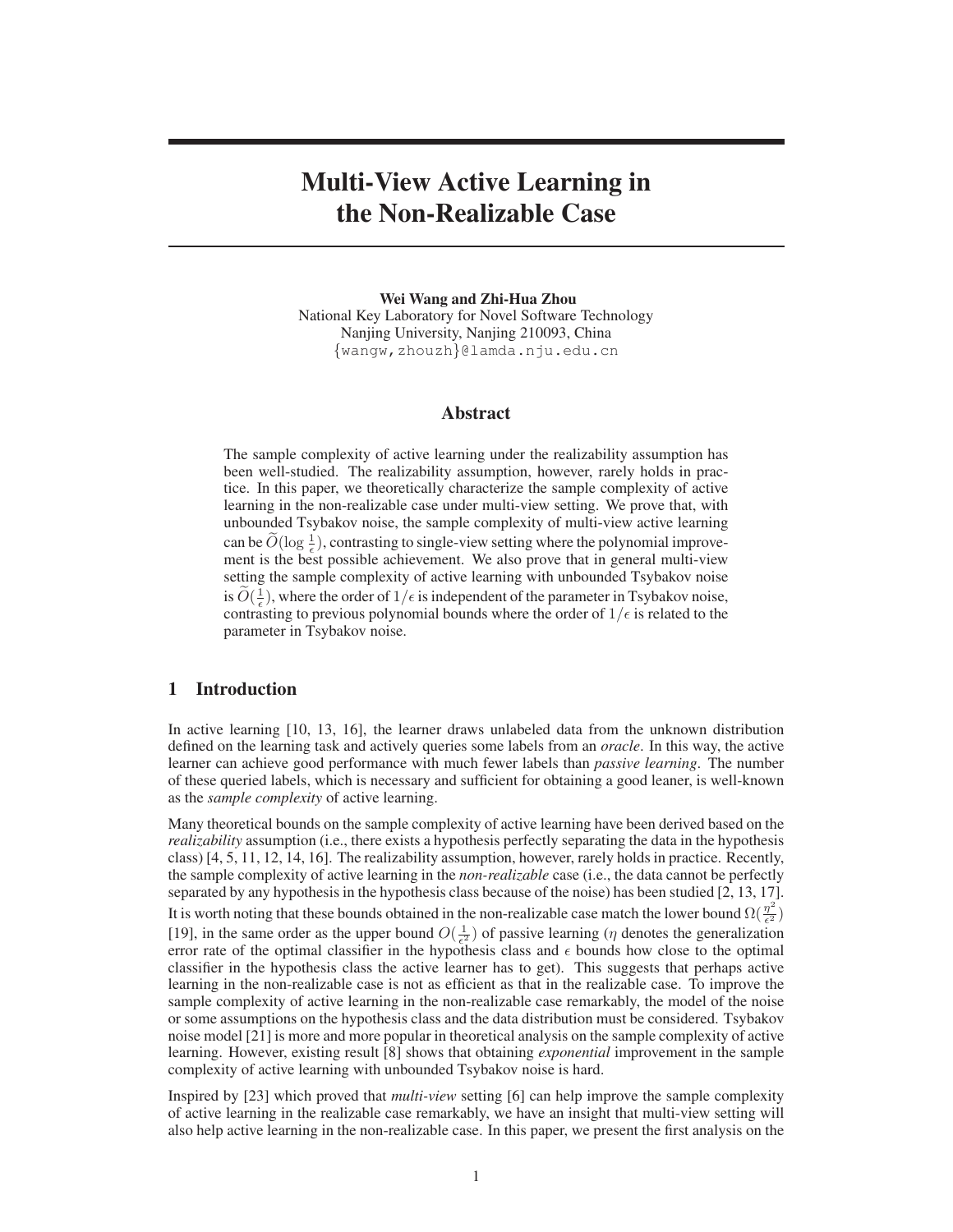# Multi-View Active Learning in the Non-Realizable Case

**Wei Wang and Zhi-Hua Zhou**
National Key Laboratory for Novel Software Technology
Nanjing University, Nanjing 210093, China
{wangw,zhouzh}@lamda.nju.edu.cn

## Abstract

The sample complexity of active learning under the realizability assumption has been well-studied. The realizability assumption, however, rarely holds in practice. In this paper, we theoretically characterize the sample complexity of active learning in the non-realizable case under multi-view setting. We prove that, with unbounded Tsybakov noise, the sample complexity of multi-view active learning can be $\widetilde{O}(\log \frac{1}{\epsilon})$, contrasting to single-view setting where the polynomial improvement is the best possible achievement. We also prove that in general multi-view setting the sample complexity of active learning with unbounded Tsybakov noise is $\widetilde{O}(\frac{1}{\epsilon})$, where the order of $1/\epsilon$ is independent of the parameter in Tsybakov noise, contrasting to previous polynomial bounds where the order of $1/\epsilon$ is related to the parameter in Tsybakov noise.

## 1 Introduction

In active learning [10, 13, 16], the learner draws unlabeled data from the unknown distribution defined on the learning task and actively queries some labels from an *oracle*. In this way, the active learner can achieve good performance with much fewer labels than *passive learning*. The number of these queried labels, which is necessary and sufficient for obtaining a good leaner, is well-known as the *sample complexity* of active learning.

Many theoretical bounds on the sample complexity of active learning have been derived based on the *realizability* assumption (i.e., there exists a hypothesis perfectly separating the data in the hypothesis class) [4, 5, 11, 12, 14, 16]. The realizability assumption, however, rarely holds in practice. Recently, the sample complexity of active learning in the *non-realizable* case (i.e., the data cannot be perfectly separated by any hypothesis in the hypothesis class because of the noise) has been studied [2, 13, 17]. It is worth noting that these bounds obtained in the non-realizable case match the lower bound $\Omega(\frac{\eta^2}{\epsilon^2})$ [19], in the same order as the upper bound $O(\frac{1}{\epsilon^2})$ of passive learning ($\eta$ denotes the generalization error rate of the optimal classifier in the hypothesis class and $\epsilon$ bounds how close to the optimal classifier in the hypothesis class the active learner has to get). This suggests that perhaps active learning in the non-realizable case is not as efficient as that in the realizable case. To improve the sample complexity of active learning in the non-realizable case remarkably, the model of the noise or some assumptions on the hypothesis class and the data distribution must be considered. Tsybakov noise model [21] is more and more popular in theoretical analysis on the sample complexity of active learning. However, existing result [8] shows that obtaining *exponential* improvement in the sample complexity of active learning with unbounded Tsybakov noise is hard.

Inspired by [23] which proved that *multi-view* setting [6] can help improve the sample complexity of active learning in the realizable case remarkably, we have an insight that multi-view setting will also help active learning in the non-realizable case. In this paper, we present the first analysis on the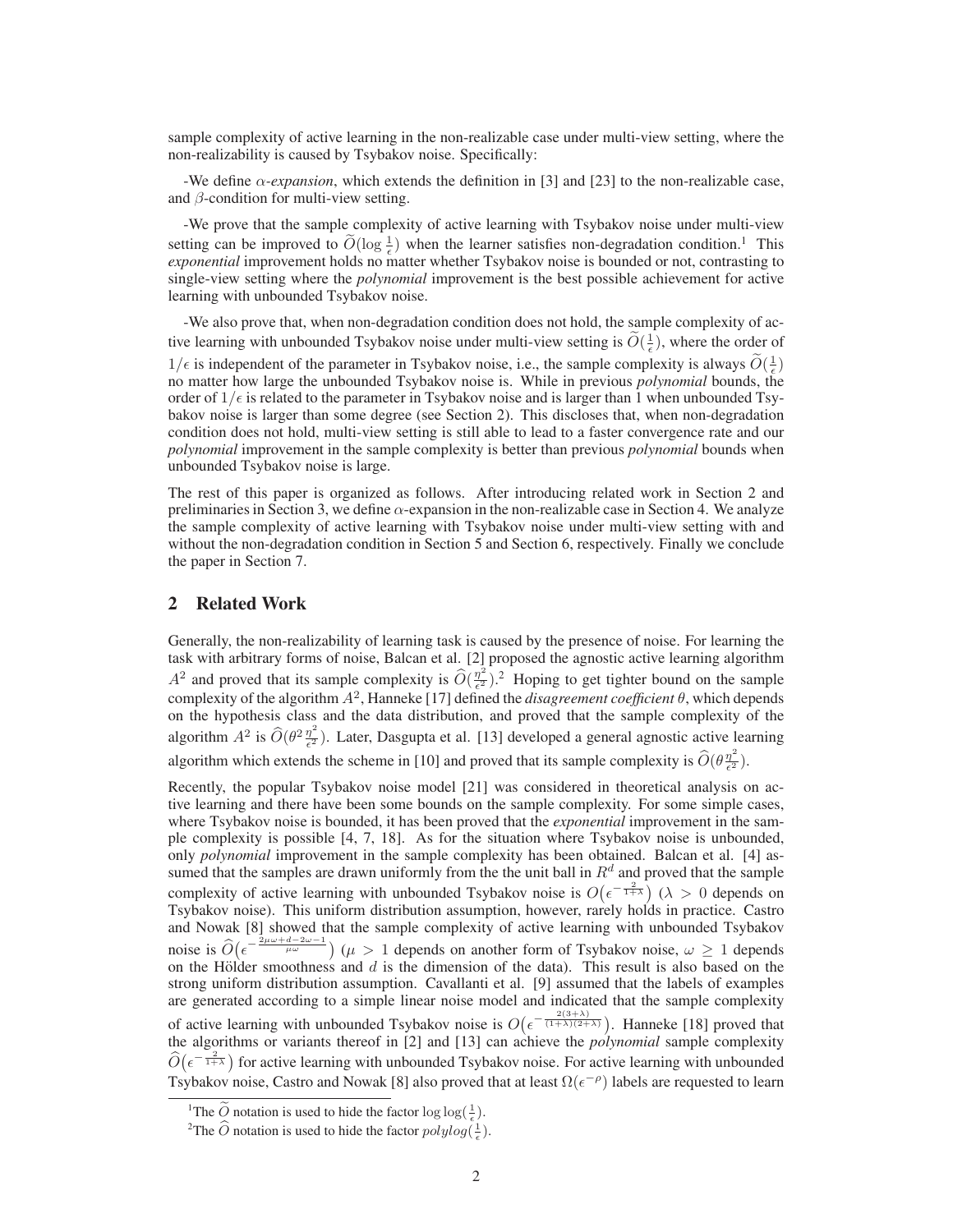sample complexity of active learning in the non-realizable case under multi-view setting, where the non-realizability is caused by Tsybakov noise. Specifically:

-We define *$\alpha$-expansion*, which extends the definition in [3] and [23] to the non-realizable case, and $\beta$-condition for multi-view setting.

-We prove that the sample complexity of active learning with Tsybakov noise under multi-view setting can be improved to $\widetilde{O}(\log \frac{1}{\epsilon})$ when the learner satisfies non-degradation condition.[1] This *exponential* improvement holds no matter whether Tsybakov noise is bounded or not, contrasting to single-view setting where the *polynomial* improvement is the best possible achievement for active learning with unbounded Tsybakov noise.

-We also prove that, when non-degradation condition does not hold, the sample complexity of active learning with unbounded Tsybakov noise under multi-view setting is $\widetilde{O}(\frac{1}{\epsilon})$, where the order of $1/\epsilon$ is independent of the parameter in Tsybakov noise, i.e., the sample complexity is always $\widetilde{O}(\frac{1}{\epsilon})$ no matter how large the unbounded Tsybakov noise is. While in previous *polynomial* bounds, the order of $1/\epsilon$ is related to the parameter in Tsybakov noise and is larger than 1 when unbounded Tsybakov noise is larger than some degree (see Section 2). This discloses that, when non-degradation condition does not hold, multi-view setting is still able to lead to a faster convergence rate and our *polynomial* improvement in the sample complexity is better than previous *polynomial* bounds when unbounded Tsybakov noise is large.

The rest of this paper is organized as follows. After introducing related work in Section 2 and preliminaries in Section 3, we define $\alpha$-expansion in the non-realizable case in Section 4. We analyze the sample complexity of active learning with Tsybakov noise under multi-view setting with and without the non-degradation condition in Section 5 and Section 6, respectively. Finally we conclude the paper in Section 7.

## 2 Related Work

Generally, the non-realizability of learning task is caused by the presence of noise. For learning the task with arbitrary forms of noise, Balcan et al. [2] proposed the agnostic active learning algorithm $A^2$ and proved that its sample complexity is $\widehat{O}(\frac{\eta^2}{\epsilon^2})$.[2] Hoping to get tighter bound on the sample complexity of the algorithm $A^2$, Hanneke [17] defined the *disagreement coefficient* $\theta$, which depends on the hypothesis class and the data distribution, and proved that the sample complexity of the algorithm $A^2$ is $\widehat{O}(\theta^2\frac{\eta^2}{\epsilon^2})$. Later, Dasgupta et al. [13] developed a general agnostic active learning algorithm which extends the scheme in [10] and proved that its sample complexity is $\widehat{O}(\theta\frac{\eta^2}{\epsilon^2})$.

Recently, the popular Tsybakov noise model [21] was considered in theoretical analysis on active learning and there have been some bounds on the sample complexity. For some simple cases, where Tsybakov noise is bounded, it has been proved that the *exponential* improvement in the sample complexity is possible [4, 7, 18]. As for the situation where Tsybakov noise is unbounded, only *polynomial* improvement in the sample complexity has been obtained. Balcan et al. [4] assumed that the samples are drawn uniformly from the the unit ball in $R^d$ and proved that the sample complexity of active learning with unbounded Tsybakov noise is $O\big(\epsilon^{-\frac{2}{1+\lambda}}\big)$ ($\lambda > 0$ depends on Tsybakov noise). This uniform distribution assumption, however, rarely holds in practice. Castro and Nowak [8] showed that the sample complexity of active learning with unbounded Tsybakov noise is $\widehat{O}\big(\epsilon^{-\frac{2\mu\omega+d-2\omega-1}{\mu\omega}}\big)$ ($\mu > 1$ depends on another form of Tsybakov noise, $\omega \geq 1$ depends on the Hölder smoothness and $d$ is the dimension of the data). This result is also based on the strong uniform distribution assumption. Cavallanti et al. [9] assumed that the labels of examples are generated according to a simple linear noise model and indicated that the sample complexity of active learning with unbounded Tsybakov noise is $O\big(\epsilon^{-\frac{2(3+\lambda)}{(1+\lambda)(2+\lambda)}}\big)$. Hanneke [18] proved that the algorithms or variants thereof in [2] and [13] can achieve the *polynomial* sample complexity $\widehat{O}\big(\epsilon^{-\frac{2}{1+\lambda}}\big)$ for active learning with unbounded Tsybakov noise. For active learning with unbounded Tsybakov noise, Castro and Nowak [8] also proved that at least $\Omega(\epsilon^{-\rho})$ labels are requested to learn

[1] The $\widetilde{O}$ notation is used to hide the factor $\log\log(\frac{1}{\epsilon})$.

[2] The $\widehat{O}$ notation is used to hide the factor $polylog(\frac{1}{\epsilon})$.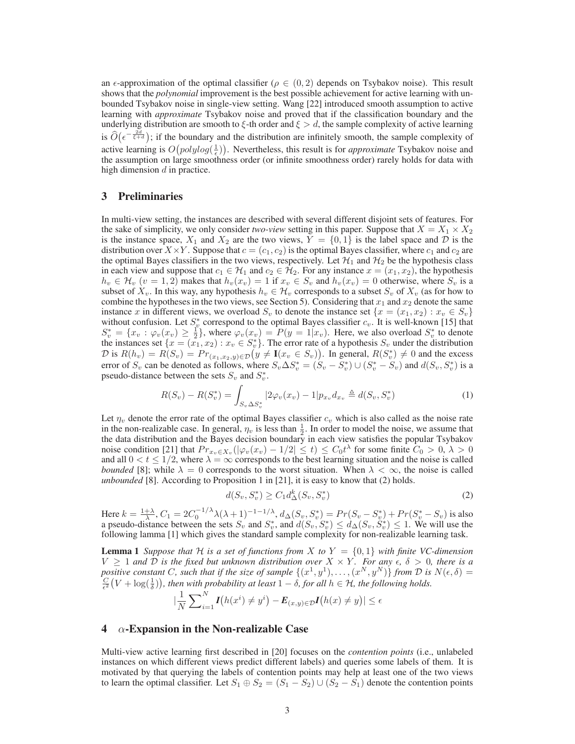an $\epsilon$-approximation of the optimal classifier ($\rho \in (0, 2)$ depends on Tsybakov noise). This result shows that the *polynomial* improvement is the best possible achievement for active learning with unbounded Tsybakov noise in single-view setting. Wang [22] introduced smooth assumption to active learning with *approximate* Tsybakov noise and proved that if the classification boundary and the underlying distribution are smooth to $\xi$-th order and $\xi > d$, the sample complexity of active learning is $\widehat{O}\big(\epsilon^{-\frac{2d}{\xi+d}}\big)$; if the boundary and the distribution are infinitely smooth, the sample complexity of active learning is $O\big(polylog(\frac{1}{\epsilon})\big)$. Nevertheless, this result is for *approximate* Tsybakov noise and the assumption on large smoothness order (or infinite smoothness order) rarely holds for data with high dimension $d$ in practice.

## 3 Preliminaries

In multi-view setting, the instances are described with several different disjoint sets of features. For the sake of simplicity, we only consider *two-view* setting in this paper. Suppose that $X = X_1 \times X_2$ is the instance space, $X_1$ and $X_2$ are the two views, $Y = \{0, 1\}$ is the label space and $\mathcal{D}$ is the distribution over $X \times Y$. Suppose that $c = (c_1, c_2)$ is the optimal Bayes classifier, where $c_1$ and $c_2$ are the optimal Bayes classifiers in the two views, respectively. Let $\mathcal{H}_1$ and $\mathcal{H}_2$ be the hypothesis class in each view and suppose that $c_1 \in \mathcal{H}_1$ and $c_2 \in \mathcal{H}_2$. For any instance $x = (x_1, x_2)$, the hypothesis $h_v \in \mathcal{H}_v$ $(v = 1, 2)$ makes that $h_v(x_v) = 1$ if $x_v \in S_v$ and $h_v(x_v) = 0$ otherwise, where $S_v$ is a subset of $X_v$. In this way, any hypothesis $h_v \in \mathcal{H}_v$ corresponds to a subset $S_v$ of $X_v$ (as for how to combine the hypotheses in the two views, see Section 5). Considering that $x_1$ and $x_2$ denote the same instance $x$ in different views, we overload $S_v$ to denote the instance set $\{x = (x_1, x_2) : x_v \in S_v\}$ without confusion. Let $S_v^*$ correspond to the optimal Bayes classifier $c_v$. It is well-known [15] that $S_v^* = \{x_v : \varphi_v(x_v) \geq \frac{1}{2}\}$, where $\varphi_v(x_v) = P(y = 1|x_v)$. Here, we also overload $S_v^*$ to denote the instances set $\{x = (x_1, x_2) : x_v \in S_v^*\}$. The error rate of a hypothesis $S_v$ under the distribution $\mathcal{D}$ is $R(h_v) = R(S_v) = Pr_{(x_1,x_2,y)\in\mathcal{D}}\big(y \neq \mathbf{I}(x_v \in S_v)\big)$. In general, $R(S_v^*) \neq 0$ and the excess error of $S_v$ can be denoted as follows, where $S_v \Delta S_v^* = (S_v - S_v^*) \cup (S_v^* - S_v)$ and $d(S_v, S_v^*)$ is a pseudo-distance between the sets $S_v$ and $S_v^*$.

$$R(S_v) - R(S_v^*) = \int_{S_v \Delta S_v^*} |2\varphi_v(x_v) - 1| p_{x_v} d_{x_v} \triangleq d(S_v, S_v^*) \tag{1}$$

Let $\eta_v$ denote the error rate of the optimal Bayes classifier $c_v$ which is also called as the noise rate in the non-realizable case. In general, $\eta_v$ is less than $\frac{1}{2}$. In order to model the noise, we assume that the data distribution and the Bayes decision boundary in each view satisfies the popular Tsybakov noise condition [21] that $Pr_{x_v \in X_v}(|\varphi_v(x_v) - 1/2| \leq t) \leq C_0 t^\lambda$ for some finite $C_0 > 0$, $\lambda > 0$ and all $0 < t \leq 1/2$, where $\lambda = \infty$ corresponds to the best learning situation and the noise is called *bounded* [8]; while $\lambda = 0$ corresponds to the worst situation. When $\lambda < \infty$, the noise is called *unbounded* [8]. According to Proposition 1 in [21], it is easy to know that (2) holds.

$$d(S_v, S_v^*) \geq C_1 d_\Delta^k(S_v, S_v^*) \tag{2}$$

Here $k = \frac{1+\lambda}{\lambda}$, $C_1 = 2C_0^{-1/\lambda}\lambda(\lambda+1)^{-1-1/\lambda}$, $d_\Delta(S_v, S_v^*) = Pr(S_v - S_v^*) + Pr(S_v^* - S_v)$ is also a pseudo-distance between the sets $S_v$ and $S_v^*$, and $d(S_v, S_v^*) \leq d_\Delta(S_v, S_v^*) \leq 1$. We will use the following lamma [1] which gives the standard sample complexity for non-realizable learning task.

**Lemma 1** *Suppose that $\mathcal{H}$ is a set of functions from $X$ to $Y = \{0, 1\}$ with finite VC-dimension $V \geq 1$ and $\mathcal{D}$ is the fixed but unknown distribution over $X \times Y$. For any $\epsilon$, $\delta > 0$, there is a positive constant $C$, such that if the size of sample $\{(x^1, y^1), \ldots, (x^N, y^N)\}$ from $\mathcal{D}$ is $N(\epsilon, \delta) = \frac{C}{\epsilon^2}\big(V + \log(\frac{1}{\delta})\big)$, then with probability at least $1 - \delta$, for all $h \in \mathcal{H}$, the following holds.*

$$\Big|\frac{1}{N}\sum_{i=1}^{N} \boldsymbol{I}\big(h(x^i) \neq y^i\big) - \boldsymbol{E}_{(x,y)\in\mathcal{D}}\boldsymbol{I}\big(h(x) \neq y\big)\Big| \leq \epsilon$$

## 4 $\alpha$-Expansion in the Non-realizable Case

Multi-view active learning first described in [20] focuses on the *contention points* (i.e., unlabeled instances on which different views predict different labels) and queries some labels of them. It is motivated by that querying the labels of contention points may help at least one of the two views to learn the optimal classifier. Let $S_1 \oplus S_2 = (S_1 - S_2) \cup (S_2 - S_1)$ denote the contention points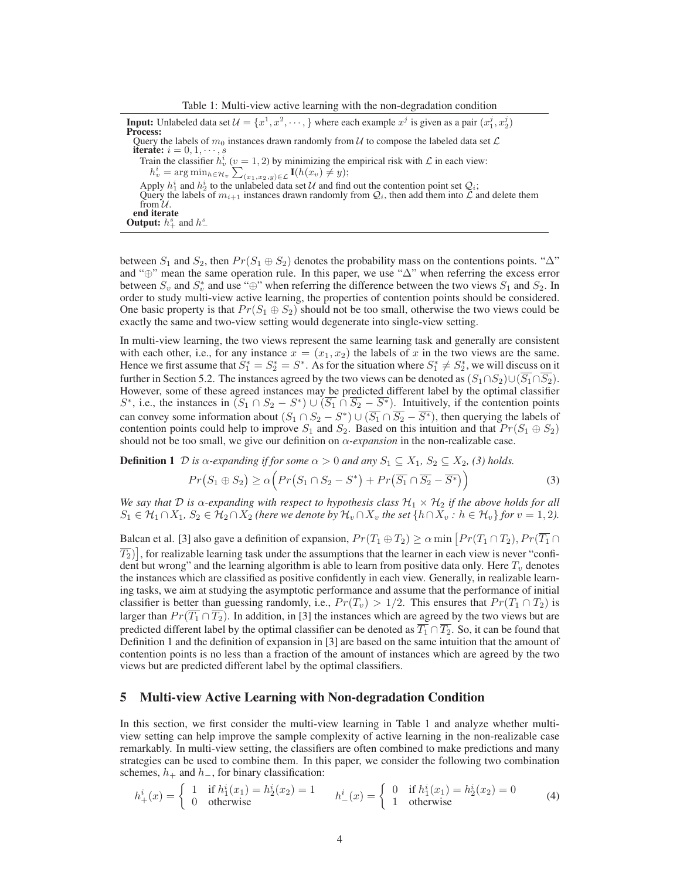Table 1: Multi-view active learning with the non-degradation condition

**Input:** Unlabeled data set $\mathcal{U} = \{x^1, x^2, \cdots, \}$ where each example $x^j$ is given as a pair $(x_1^j, x_2^j)$
**Process:**
Query the labels of $m_0$ instances drawn randomly from $\mathcal{U}$ to compose the labeled data set $\mathcal{L}$
**iterate:** $i = 0, 1, \cdots, s$
Train the classifier $h_v^i$ ($v = 1, 2$) by minimizing the empirical risk with $\mathcal{L}$ in each view:
$h_v^i = \arg\min_{h \in \mathcal{H}_v} \sum_{(x_1, x_2, y) \in \mathcal{L}} \mathbf{I}(h(x_v) \neq y)$;
Apply $h_1^i$ and $h_2^i$ to the unlabeled data set $\mathcal{U}$ and find out the contention point set $\mathcal{Q}_i$;
Query the labels of $m_{i+1}$ instances drawn randomly from $\mathcal{Q}_i$, then add them into $\mathcal{L}$ and delete them from $\mathcal{U}$.
**end iterate**
**Output:** $h_+^s$ and $h_-^s$

between $S_1$ and $S_2$, then $Pr(S_1 \oplus S_2)$ denotes the probability mass on the contentions points. "$\Delta$" and "$\oplus$" mean the same operation rule. In this paper, we use "$\Delta$" when referring the excess error between $S_v$ and $S_v^*$ and use "$\oplus$" when referring the difference between the two views $S_1$ and $S_2$. In order to study multi-view active learning, the properties of contention points should be considered. One basic property is that $Pr(S_1 \oplus S_2)$ should not be too small, otherwise the two views could be exactly the same and two-view setting would degenerate into single-view setting.

In multi-view learning, the two views represent the same learning task and generally are consistent with each other, i.e., for any instance $x = (x_1, x_2)$ the labels of $x$ in the two views are the same. Hence we first assume that $S_1^* = S_2^* = S^*$. As for the situation where $S_1^* \neq S_2^*$, we will discuss on it further in Section 5.2. The instances agreed by the two views can be denoted as $(S_1 \cap S_2) \cup (\overline{S_1} \cap \overline{S_2})$. However, some of these agreed instances may be predicted different label by the optimal classifier $S^*$, i.e., the instances in $(S_1 \cap S_2 - S^*) \cup (\overline{S_1} \cap \overline{S_2} - \overline{S^*})$. Intuitively, if the contention points can convey some information about $(S_1 \cap S_2 - S^*) \cup (\overline{S_1} \cap \overline{S_2} - \overline{S^*})$, then querying the labels of contention points could help to improve $S_1$ and $S_2$. Based on this intuition and that $Pr(S_1 \oplus S_2)$ should not be too small, we give our definition on *$\alpha$-expansion* in the non-realizable case.

**Definition 1** *$\mathcal{D}$ is $\alpha$-expanding if for some $\alpha > 0$ and any $S_1 \subseteq X_1$, $S_2 \subseteq X_2$, (3) holds.*

$$Pr\big(S_1 \oplus S_2\big) \geq \alpha\Big(Pr\big(S_1 \cap S_2 - S^*\big) + Pr\big(\overline{S_1} \cap \overline{S_2} - \overline{S^*}\big)\Big) \tag{3}$$

*We say that $\mathcal{D}$ is $\alpha$-expanding with respect to hypothesis class $\mathcal{H}_1 \times \mathcal{H}_2$ if the above holds for all $S_1 \in \mathcal{H}_1 \cap X_1$, $S_2 \in \mathcal{H}_2 \cap X_2$ (here we denote by $\mathcal{H}_v \cap X_v$ the set $\{h \cap X_v : h \in \mathcal{H}_v\}$ for $v = 1, 2$).*

Balcan et al. [3] also gave a definition of expansion, $Pr(T_1 \oplus T_2) \geq \alpha \min\big[Pr(T_1 \cap T_2), Pr(\overline{T_1} \cap \overline{T_2})\big]$, for realizable learning task under the assumptions that the learner in each view is never "confident but wrong" and the learning algorithm is able to learn from positive data only. Here $T_v$ denotes the instances which are classified as positive confidently in each view. Generally, in realizable learning tasks, we aim at studying the asymptotic performance and assume that the performance of initial classifier is better than guessing randomly, i.e., $Pr(T_v) > 1/2$. This ensures that $Pr(T_1 \cap T_2)$ is larger than $Pr(\overline{T_1} \cap \overline{T_2})$. In addition, in [3] the instances which are agreed by the two views but are predicted different label by the optimal classifier can be denoted as $\overline{T_1} \cap \overline{T_2}$. So, it can be found that Definition 1 and the definition of expansion in [3] are based on the same intuition that the amount of contention points is no less than a fraction of the amount of instances which are agreed by the two views but are predicted different label by the optimal classifiers.

## 5 Multi-view Active Learning with Non-degradation Condition

In this section, we first consider the multi-view learning in Table 1 and analyze whether multi-view setting can help improve the sample complexity of active learning in the non-realizable case remarkably. In multi-view setting, the classifiers are often combined to make predictions and many strategies can be used to combine them. In this paper, we consider the following two combination schemes, $h_+$ and $h_-$, for binary classification:

$$h_+^i(x) = \begin{cases} 1 & \text{if } h_1^i(x_1) = h_2^i(x_2) = 1 \\ 0 & \text{otherwise} \end{cases} \qquad h_-^i(x) = \begin{cases} 0 & \text{if } h_1^i(x_1) = h_2^i(x_2) = 0 \\ 1 & \text{otherwise} \end{cases} \tag{4}$$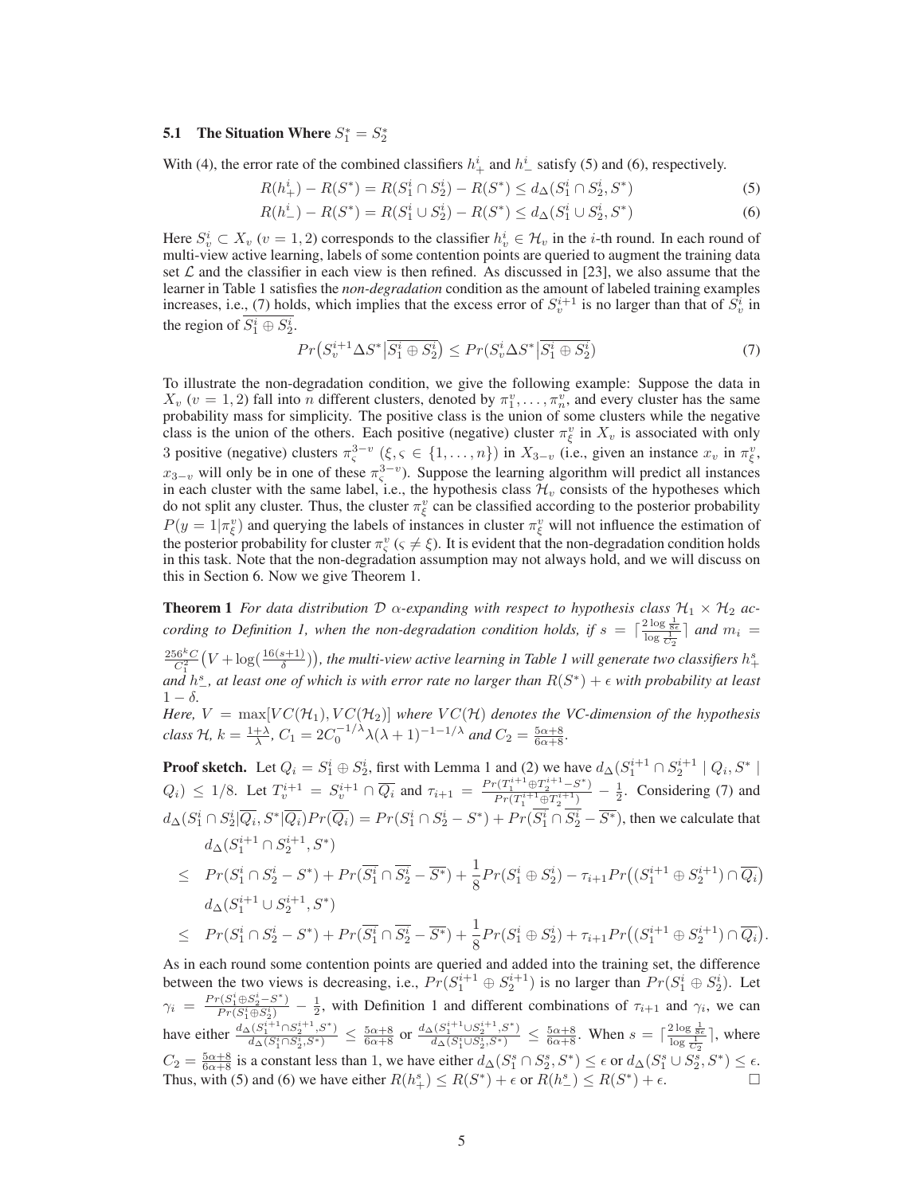### 5.1 The Situation Where $S_1^* = S_2^*$

With (4), the error rate of the combined classifiers $h_+^i$ and $h_-^i$ satisfy (5) and (6), respectively.

$$R(h_+^i) - R(S^*) = R(S_1^i \cap S_2^i) - R(S^*) \le d_\Delta(S_1^i \cap S_2^i, S^*) \tag{5}$$

$$R(h_-^i) - R(S^*) = R(S_1^i \cup S_2^i) - R(S^*) \le d_\Delta(S_1^i \cup S_2^i, S^*) \tag{6}$$

Here $S_v^i \subset X_v$ $(v = 1, 2)$ corresponds to the classifier $h_v^i \in \mathcal{H}_v$ in the $i$-th round. In each round of multi-view active learning, labels of some contention points are queried to augment the training data set $\mathcal{L}$ and the classifier in each view is then refined. As discussed in [23], we also assume that the learner in Table 1 satisfies the *non-degradation* condition as the amount of labeled training examples increases, i.e., (7) holds, which implies that the excess error of $S_v^{i+1}$ is no larger than that of $S_v^i$ in the region of $\overline{S_1^i \oplus S_2^i}$.

$$Pr\big(S_v^{i+1} \Delta S^* \big| \overline{S_1^i \oplus S_2^i}\big) \le Pr\big(S_v^i \Delta S^* \big| \overline{S_1^i \oplus S_2^i}\big) \tag{7}$$

To illustrate the non-degradation condition, we give the following example: Suppose the data in $X_v$ $(v = 1, 2)$ fall into $n$ different clusters, denoted by $\pi_1^v, \ldots, \pi_n^v$, and every cluster has the same probability mass for simplicity. The positive class is the union of some clusters while the negative class is the union of the others. Each positive (negative) cluster $\pi_\xi^v$ in $X_v$ is associated with only 3 positive (negative) clusters $\pi_\varsigma^{3-v}$ $(\xi, \varsigma \in \{1, \ldots, n\})$ in $X_{3-v}$ (i.e., given an instance $x_v$ in $\pi_\xi^v$, $x_{3-v}$ will only be in one of these $\pi_\varsigma^{3-v}$). Suppose the learning algorithm will predict all instances in each cluster with the same label, i.e., the hypothesis class $\mathcal{H}_v$ consists of the hypotheses which do not split any cluster. Thus, the cluster $\pi_\xi^v$ can be classified according to the posterior probability $P(y = 1|\pi_\xi^v)$ and querying the labels of instances in cluster $\pi_\xi^v$ will not influence the estimation of the posterior probability for cluster $\pi_\varsigma^v$ $(\varsigma \neq \xi)$. It is evident that the non-degradation condition holds in this task. Note that the non-degradation assumption may not always hold, and we will discuss on this in Section 6. Now we give Theorem 1.

**Theorem 1** *For data distribution $\mathcal{D}$ $\alpha$-expanding with respect to hypothesis class $\mathcal{H}_1 \times \mathcal{H}_2$ according to Definition 1, when the non-degradation condition holds, if $s = \lceil \frac{2 \log \frac{1}{8\epsilon}}{\log \frac{1}{C_2}} \rceil$ and $m_i = \frac{256^k C}{C_1^2}\big(V + \log(\frac{16(s+1)}{\delta})\big)$, the multi-view active learning in Table 1 will generate two classifiers $h_+^s$ and $h_-^s$, at least one of which is with error rate no larger than $R(S^*) + \epsilon$ with probability at least $1 - \delta$.*
*Here, $V = \max[VC(\mathcal{H}_1), VC(\mathcal{H}_2)]$ where $VC(\mathcal{H})$ denotes the VC-dimension of the hypothesis class $\mathcal{H}$, $k = \frac{1+\lambda}{\lambda}$, $C_1 = 2C_0^{-1/\lambda}\lambda(\lambda+1)^{-1-1/\lambda}$ and $C_2 = \frac{5\alpha+8}{6\alpha+8}$.*

**Proof sketch.** Let $Q_i = S_1^i \oplus S_2^i$, first with Lemma 1 and (2) we have $d_\Delta(S_1^{i+1} \cap S_2^{i+1} \mid Q_i, S^* \mid Q_i) \le 1/8$. Let $T_v^{i+1} = S_v^{i+1} \cap \overline{Q_i}$ and $\tau_{i+1} = \frac{Pr(T_1^{i+1} \oplus T_2^{i+1} - S^*)}{Pr(T_1^{i+1} \oplus T_2^{i+1})} - \frac{1}{2}$. Considering (7) and $d_\Delta(S_1^i \cap S_2^i | \overline{Q_i}, S^* | \overline{Q_i}) Pr(\overline{Q_i}) = Pr(S_1^i \cap S_2^i - S^*) + Pr(\overline{S_1^i} \cap \overline{S_2^i} - \overline{S^*})$, then we calculate that

$$
\begin{aligned}
& d_\Delta(S_1^{i+1} \cap S_2^{i+1}, S^*) \\
\le\ & Pr(S_1^i \cap S_2^i - S^*) + Pr(\overline{S_1^i} \cap \overline{S_2^i} - \overline{S^*}) + \frac{1}{8} Pr(S_1^i \oplus S_2^i) - \tau_{i+1} Pr\big((S_1^{i+1} \oplus S_2^{i+1}) \cap \overline{Q_i}\big) \\
& d_\Delta(S_1^{i+1} \cup S_2^{i+1}, S^*) \\
\le\ & Pr(S_1^i \cap S_2^i - S^*) + Pr(\overline{S_1^i} \cap \overline{S_2^i} - \overline{S^*}) + \frac{1}{8} Pr(S_1^i \oplus S_2^i) + \tau_{i+1} Pr\big((S_1^{i+1} \oplus S_2^{i+1}) \cap \overline{Q_i}\big).
\end{aligned}
$$

As in each round some contention points are queried and added into the training set, the difference between the two views is decreasing, i.e., $Pr(S_1^{i+1} \oplus S_2^{i+1})$ is no larger than $Pr(S_1^i \oplus S_2^i)$. Let $\gamma_i = \frac{Pr(S_1^i \oplus S_2^i - S^*)}{Pr(S_1^i \oplus S_2^i)} - \frac{1}{2}$, with Definition 1 and different combinations of $\tau_{i+1}$ and $\gamma_i$, we can have either $\frac{d_\Delta(S_1^{i+1} \cap S_2^{i+1}, S^*)}{d_\Delta(S_1^i \cap S_2^i, S^*)} \le \frac{5\alpha+8}{6\alpha+8}$ or $\frac{d_\Delta(S_1^{i+1} \cup S_2^{i+1}, S^*)}{d_\Delta(S_1^i \cup S_2^i, S^*)} \le \frac{5\alpha+8}{6\alpha+8}$. When $s = \lceil \frac{2 \log \frac{1}{8\epsilon}}{\log \frac{1}{C_2}} \rceil$, where $C_2 = \frac{5\alpha+8}{6\alpha+8}$ is a constant less than 1, we have either $d_\Delta(S_1^s \cap S_2^s, S^*) \le \epsilon$ or $d_\Delta(S_1^s \cup S_2^s, S^*) \le \epsilon$. Thus, with (5) and (6) we have either $R(h_+^s) \le R(S^*) + \epsilon$ or $R(h_-^s) \le R(S^*) + \epsilon$. $\square$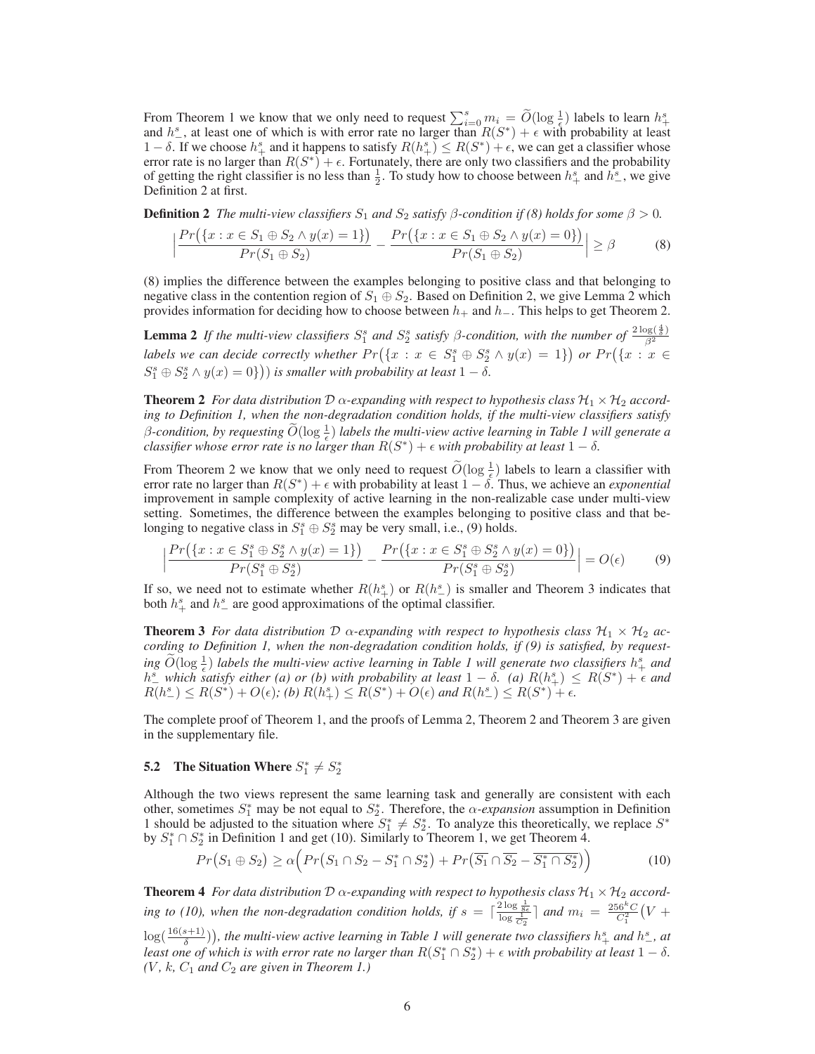From Theorem 1 we know that we only need to request $\sum_{i=0}^{s} m_i = \widetilde{O}(\log \frac{1}{\epsilon})$ labels to learn $h_+^s$ and $h_-^s$, at least one of which is with error rate no larger than $R(S^*) + \epsilon$ with probability at least $1 - \delta$. If we choose $h_+^s$ and it happens to satisfy $R(h_+^s) \leq R(S^*) + \epsilon$, we can get a classifier whose error rate is no larger than $R(S^*) + \epsilon$. Fortunately, there are only two classifiers and the probability of getting the right classifier is no less than $\frac{1}{2}$. To study how to choose between $h_+^s$ and $h_-^s$, we give Definition 2 at first.

**Definition 2** *The multi-view classifiers $S_1$ and $S_2$ satisfy $\beta$-condition if (8) holds for some $\beta > 0$.*

$$\Big|\frac{Pr\big(\{x : x \in S_1 \oplus S_2 \wedge y(x) = 1\}\big)}{Pr(S_1 \oplus S_2)} - \frac{Pr\big(\{x : x \in S_1 \oplus S_2 \wedge y(x) = 0\}\big)}{Pr(S_1 \oplus S_2)}\Big| \geq \beta \tag{8}$$

(8) implies the difference between the examples belonging to positive class and that belonging to negative class in the contention region of $S_1 \oplus S_2$. Based on Definition 2, we give Lemma 2 which provides information for deciding how to choose between $h_+$ and $h_-$. This helps to get Theorem 2.

**Lemma 2** *If the multi-view classifiers $S_1^s$ and $S_2^s$ satisfy $\beta$-condition, with the number of $\frac{2\log(\frac{4}{\delta})}{\beta^2}$ labels we can decide correctly whether $Pr\big(\{x : x \in S_1^s \oplus S_2^s \wedge y(x) = 1\}\big)$ or $Pr\big(\{x : x \in S_1^s \oplus S_2^s \wedge y(x) = 0\}\big)$ is smaller with probability at least $1 - \delta$.*

**Theorem 2** *For data distribution $\mathcal{D}$ $\alpha$-expanding with respect to hypothesis class $\mathcal{H}_1 \times \mathcal{H}_2$ according to Definition 1, when the non-degradation condition holds, if the multi-view classifiers satisfy $\beta$-condition, by requesting $\widetilde{O}(\log \frac{1}{\epsilon})$ labels the multi-view active learning in Table 1 will generate a classifier whose error rate is no larger than $R(S^*) + \epsilon$ with probability at least $1 - \delta$.*

From Theorem 2 we know that we only need to request $\widetilde{O}(\log \frac{1}{\epsilon})$ labels to learn a classifier with error rate no larger than $R(S^*) + \epsilon$ with probability at least $1 - \delta$. Thus, we achieve an *exponential* improvement in sample complexity of active learning in the non-realizable case under multi-view setting. Sometimes, the difference between the examples belonging to positive class and that belonging to negative class in $S_1^s \oplus S_2^s$ may be very small, i.e., (9) holds.

$$\Big|\frac{Pr\big(\{x : x \in S_1^s \oplus S_2^s \wedge y(x) = 1\}\big)}{Pr(S_1^s \oplus S_2^s)} - \frac{Pr\big(\{x : x \in S_1^s \oplus S_2^s \wedge y(x) = 0\}\big)}{Pr(S_1^s \oplus S_2^s)}\Big| = O(\epsilon) \tag{9}$$

If so, we need not to estimate whether $R(h_+^s)$ or $R(h_-^s)$ is smaller and Theorem 3 indicates that both $h_+^s$ and $h_-^s$ are good approximations of the optimal classifier.

**Theorem 3** *For data distribution $\mathcal{D}$ $\alpha$-expanding with respect to hypothesis class $\mathcal{H}_1 \times \mathcal{H}_2$ according to Definition 1, when the non-degradation condition holds, if (9) is satisfied, by requesting $\widetilde{O}(\log \frac{1}{\epsilon})$ labels the multi-view active learning in Table 1 will generate two classifiers $h_+^s$ and $h_-^s$ which satisfy either (a) or (b) with probability at least $1 - \delta$. (a) $R(h_+^s) \leq R(S^*) + \epsilon$ and $R(h_-^s) \leq R(S^*) + O(\epsilon)$; (b) $R(h_+^s) \leq R(S^*) + O(\epsilon)$ and $R(h_-^s) \leq R(S^*) + \epsilon$.*

The complete proof of Theorem 1, and the proofs of Lemma 2, Theorem 2 and Theorem 3 are given in the supplementary file.

### 5.2 The Situation Where $S_1^* \neq S_2^*$

Although the two views represent the same learning task and generally are consistent with each other, sometimes $S_1^*$ may be not equal to $S_2^*$. Therefore, the $\alpha$-*expansion* assumption in Definition 1 should be adjusted to the situation where $S_1^* \neq S_2^*$. To analyze this theoretically, we replace $S^*$ by $S_1^* \cap S_2^*$ in Definition 1 and get (10). Similarly to Theorem 1, we get Theorem 4.

$$Pr\big(S_1 \oplus S_2\big) \geq \alpha\Big(Pr\big(S_1 \cap S_2 - S_1^* \cap S_2^*\big) + Pr\big(\overline{S_1} \cap \overline{S_2} - \overline{S_1^* \cap S_2^*}\big)\Big) \tag{10}$$

**Theorem 4** *For data distribution $\mathcal{D}$ $\alpha$-expanding with respect to hypothesis class $\mathcal{H}_1 \times \mathcal{H}_2$ according to (10), when the non-degradation condition holds, if $s = \lceil \frac{2\log \frac{1}{8\epsilon}}{\log \frac{1}{C_2}} \rceil$ and $m_i = \frac{256^k C}{C_1^2}\big(V + \log(\frac{16(s+1)}{\delta})\big)$, the multi-view active learning in Table 1 will generate two classifiers $h_+^s$ and $h_-^s$, at least one of which is with error rate no larger than $R(S_1^* \cap S_2^*) + \epsilon$ with probability at least $1 - \delta$. ($V$, $k$, $C_1$ and $C_2$ are given in Theorem 1.)*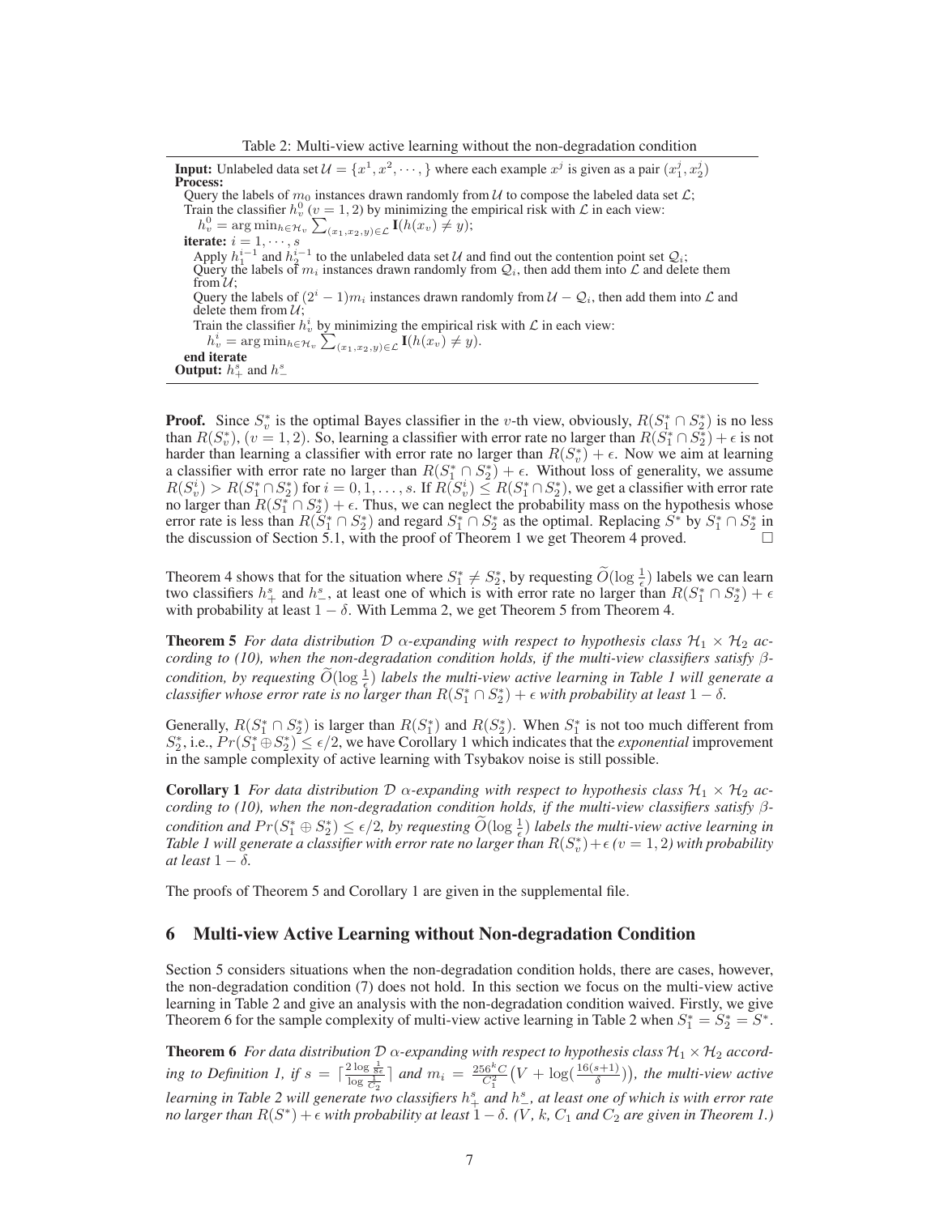Table 2: Multi-view active learning without the non-degradation condition

---

**Input:** Unlabeled data set $\mathcal{U} = \{x^1, x^2, \cdots, \}$ where each example $x^j$ is given as a pair $(x_1^j, x_2^j)$
**Process:**
Query the labels of $m_0$ instances drawn randomly from $\mathcal{U}$ to compose the labeled data set $\mathcal{L}$;
Train the classifier $h_v^0$ ($v = 1, 2$) by minimizing the empirical risk with $\mathcal{L}$ in each view:
$h_v^0 = \arg\min_{h \in \mathcal{H}_v} \sum_{(x_1, x_2, y) \in \mathcal{L}} \mathbf{I}(h(x_v) \neq y)$;
**iterate:** $i = 1, \cdots, s$
Apply $h_1^{i-1}$ and $h_2^{i-1}$ to the unlabeled data set $\mathcal{U}$ and find out the contention point set $\mathcal{Q}_i$;
Query the labels of $m_i$ instances drawn randomly from $\mathcal{Q}_i$, then add them into $\mathcal{L}$ and delete them from $\mathcal{U}$;
Query the labels of $(2^i - 1)m_i$ instances drawn randomly from $\mathcal{U} - \mathcal{Q}_i$, then add them into $\mathcal{L}$ and delete them from $\mathcal{U}$;
Train the classifier $h_v^i$ by minimizing the empirical risk with $\mathcal{L}$ in each view:
$h_v^i = \arg\min_{h \in \mathcal{H}_v} \sum_{(x_1, x_2, y) \in \mathcal{L}} \mathbf{I}(h(x_v) \neq y)$.
**end iterate**
**Output:** $h_+^s$ and $h_-^s$

---

**Proof.** Since $S_v^*$ is the optimal Bayes classifier in the $v$-th view, obviously, $R(S_1^* \cap S_2^*)$ is no less than $R(S_v^*)$, $(v = 1, 2)$. So, learning a classifier with error rate no larger than $R(S_1^* \cap S_2^*) + \epsilon$ is not harder than learning a classifier with error rate no larger than $R(S_v^*) + \epsilon$. Now we aim at learning a classifier with error rate no larger than $R(S_1^* \cap S_2^*) + \epsilon$. Without loss of generality, we assume $R(S_v^i) > R(S_1^* \cap S_2^*)$ for $i = 0, 1, \ldots, s$. If $R(S_v^i) \leq R(S_1^* \cap S_2^*)$, we get a classifier with error rate no larger than $R(S_1^* \cap S_2^*) + \epsilon$. Thus, we can neglect the probability mass on the hypothesis whose error rate is less than $R(S_1^* \cap S_2^*)$ and regard $S_1^* \cap S_2^*$ as the optimal. Replacing $S^*$ by $S_1^* \cap S_2^*$ in the discussion of Section 5.1, with the proof of Theorem 1 we get Theorem 4 proved. $\square$

Theorem 4 shows that for the situation where $S_1^* \neq S_2^*$, by requesting $\widetilde{O}(\log \frac{1}{\epsilon})$ labels we can learn two classifiers $h_+^s$ and $h_-^s$, at least one of which is with error rate no larger than $R(S_1^* \cap S_2^*) + \epsilon$ with probability at least $1 - \delta$. With Lemma 2, we get Theorem 5 from Theorem 4.

**Theorem 5** *For data distribution $\mathcal{D}$ $\alpha$-expanding with respect to hypothesis class $\mathcal{H}_1 \times \mathcal{H}_2$ according to (10), when the non-degradation condition holds, if the multi-view classifiers satisfy $\beta$-condition, by requesting $\widetilde{O}(\log \frac{1}{\epsilon})$ labels the multi-view active learning in Table 1 will generate a classifier whose error rate is no larger than $R(S_1^* \cap S_2^*) + \epsilon$ with probability at least $1 - \delta$.*

Generally, $R(S_1^* \cap S_2^*)$ is larger than $R(S_1^*)$ and $R(S_2^*)$. When $S_1^*$ is not too much different from $S_2^*$, i.e., $Pr(S_1^* \oplus S_2^*) \leq \epsilon/2$, we have Corollary 1 which indicates that the *exponential* improvement in the sample complexity of active learning with Tsybakov noise is still possible.

**Corollary 1** *For data distribution $\mathcal{D}$ $\alpha$-expanding with respect to hypothesis class $\mathcal{H}_1 \times \mathcal{H}_2$ according to (10), when the non-degradation condition holds, if the multi-view classifiers satisfy $\beta$-condition and $Pr(S_1^* \oplus S_2^*) \leq \epsilon/2$, by requesting $\widetilde{O}(\log \frac{1}{\epsilon})$ labels the multi-view active learning in Table 1 will generate a classifier with error rate no larger than $R(S_v^*) + \epsilon$ ($v = 1, 2$) with probability at least $1 - \delta$.*

The proofs of Theorem 5 and Corollary 1 are given in the supplemental file.

## 6 Multi-view Active Learning without Non-degradation Condition

Section 5 considers situations when the non-degradation condition holds, there are cases, however, the non-degradation condition (7) does not hold. In this section we focus on the multi-view active learning in Table 2 and give an analysis with the non-degradation condition waived. Firstly, we give Theorem 6 for the sample complexity of multi-view active learning in Table 2 when $S_1^* = S_2^* = S^*$.

**Theorem 6** *For data distribution $\mathcal{D}$ $\alpha$-expanding with respect to hypothesis class $\mathcal{H}_1 \times \mathcal{H}_2$ according to Definition 1, if $s = \lceil \frac{2 \log \frac{1}{8\epsilon}}{\log \frac{1}{C_2}} \rceil$ and $m_i = \frac{256^k C}{C_1^2}\big(V + \log(\frac{16(s+1)}{\delta})\big)$, the multi-view active learning in Table 2 will generate two classifiers $h_+^s$ and $h_-^s$, at least one of which is with error rate no larger than $R(S^*) + \epsilon$ with probability at least $1 - \delta$. ($V$, $k$, $C_1$ and $C_2$ are given in Theorem 1.)*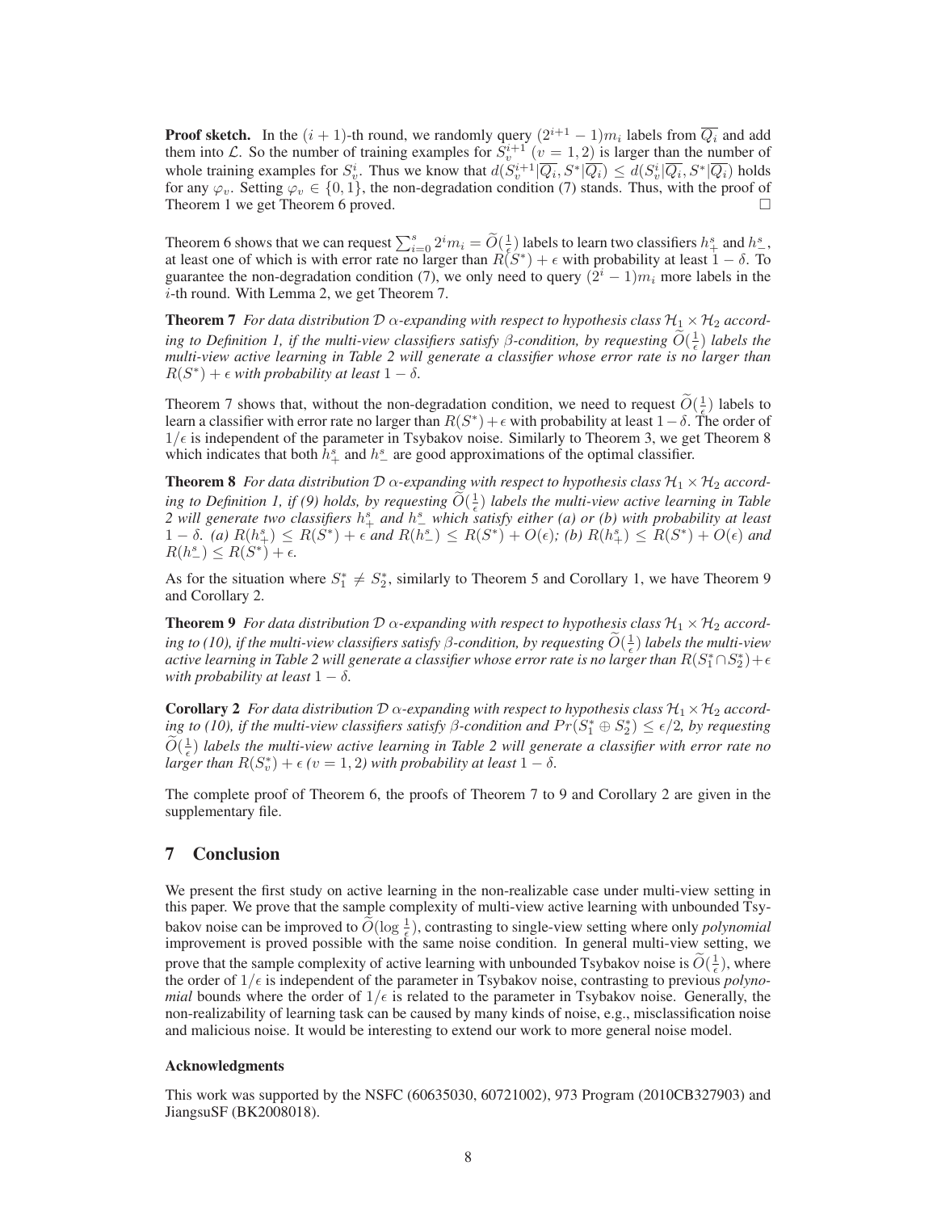**Proof sketch.** In the $(i+1)$-th round, we randomly query $(2^{i+1}-1)m_i$ labels from $\overline{Q_i}$ and add them into $\mathcal{L}$. So the number of training examples for $S_v^{i+1}$ $(v = 1, 2)$ is larger than the number of whole training examples for $S_v^i$. Thus we know that $d(S_v^{i+1}|\overline{Q_i}, S^*|\overline{Q_i}) \le d(S_v^i|\overline{Q_i}, S^*|\overline{Q_i})$ holds for any $\varphi_v$. Setting $\varphi_v \in \{0, 1\}$, the non-degradation condition (7) stands. Thus, with the proof of Theorem 1 we get Theorem 6 proved. □

Theorem 6 shows that we can request $\sum_{i=0}^{s} 2^i m_i = \widetilde{O}(\frac{1}{\epsilon})$ labels to learn two classifiers $h_+^s$ and $h_-^s$, at least one of which is with error rate no larger than $R(S^*) + \epsilon$ with probability at least $1-\delta$. To guarantee the non-degradation condition (7), we only need to query $(2^i - 1)m_i$ more labels in the $i$-th round. With Lemma 2, we get Theorem 7.

**Theorem 7** *For data distribution $\mathcal{D}$ $\alpha$-expanding with respect to hypothesis class $\mathcal{H}_1 \times \mathcal{H}_2$ according to Definition 1, if the multi-view classifiers satisfy $\beta$-condition, by requesting $\widetilde{O}(\frac{1}{\epsilon})$ labels the multi-view active learning in Table 2 will generate a classifier whose error rate is no larger than $R(S^*) + \epsilon$ with probability at least $1-\delta$.*

Theorem 7 shows that, without the non-degradation condition, we need to request $\widetilde{O}(\frac{1}{\epsilon})$ labels to learn a classifier with error rate no larger than $R(S^*)+\epsilon$ with probability at least $1-\delta$. The order of $1/\epsilon$ is independent of the parameter in Tsybakov noise. Similarly to Theorem 3, we get Theorem 8 which indicates that both $h_+^s$ and $h_-^s$ are good approximations of the optimal classifier.

**Theorem 8** *For data distribution $\mathcal{D}$ $\alpha$-expanding with respect to hypothesis class $\mathcal{H}_1 \times \mathcal{H}_2$ according to Definition 1, if (9) holds, by requesting $\widetilde{O}(\frac{1}{\epsilon})$ labels the multi-view active learning in Table 2 will generate two classifiers $h_+^s$ and $h_-^s$ which satisfy either (a) or (b) with probability at least $1-\delta$. (a) $R(h_+^s) \le R(S^*) + \epsilon$ and $R(h_-^s) \le R(S^*) + O(\epsilon)$; (b) $R(h_+^s) \le R(S^*) + O(\epsilon)$ and $R(h_-^s) \le R(S^*) + \epsilon$.*

As for the situation where $S_1^* \ne S_2^*$, similarly to Theorem 5 and Corollary 1, we have Theorem 9 and Corollary 2.

**Theorem 9** *For data distribution $\mathcal{D}$ $\alpha$-expanding with respect to hypothesis class $\mathcal{H}_1 \times \mathcal{H}_2$ according to (10), if the multi-view classifiers satisfy $\beta$-condition, by requesting $\widetilde{O}(\frac{1}{\epsilon})$ labels the multi-view active learning in Table 2 will generate a classifier whose error rate is no larger than $R(S_1^* \cap S_2^*) + \epsilon$ with probability at least $1-\delta$.*

**Corollary 2** *For data distribution $\mathcal{D}$ $\alpha$-expanding with respect to hypothesis class $\mathcal{H}_1 \times \mathcal{H}_2$ according to (10), if the multi-view classifiers satisfy $\beta$-condition and $Pr(S_1^* \oplus S_2^*) \le \epsilon/2$, by requesting $\widetilde{O}(\frac{1}{\epsilon})$ labels the multi-view active learning in Table 2 will generate a classifier with error rate no larger than $R(S_v^*) + \epsilon$ $(v = 1, 2)$ with probability at least $1-\delta$.*

The complete proof of Theorem 6, the proofs of Theorem 7 to 9 and Corollary 2 are given in the supplementary file.

## 7 Conclusion

We present the first study on active learning in the non-realizable case under multi-view setting in this paper. We prove that the sample complexity of multi-view active learning with unbounded Tsybakov noise can be improved to $\widetilde{O}(\log \frac{1}{\epsilon})$, contrasting to single-view setting where only *polynomial* improvement is proved possible with the same noise condition. In general multi-view setting, we prove that the sample complexity of active learning with unbounded Tsybakov noise is $\widetilde{O}(\frac{1}{\epsilon})$, where the order of $1/\epsilon$ is independent of the parameter in Tsybakov noise, contrasting to previous *polynomial* bounds where the order of $1/\epsilon$ is related to the parameter in Tsybakov noise. Generally, the non-realizability of learning task can be caused by many kinds of noise, e.g., misclassification noise and malicious noise. It would be interesting to extend our work to more general noise model.

### Acknowledgments

This work was supported by the NSFC (60635030, 60721002), 973 Program (2010CB327903) and JiangsuSF (BK2008018).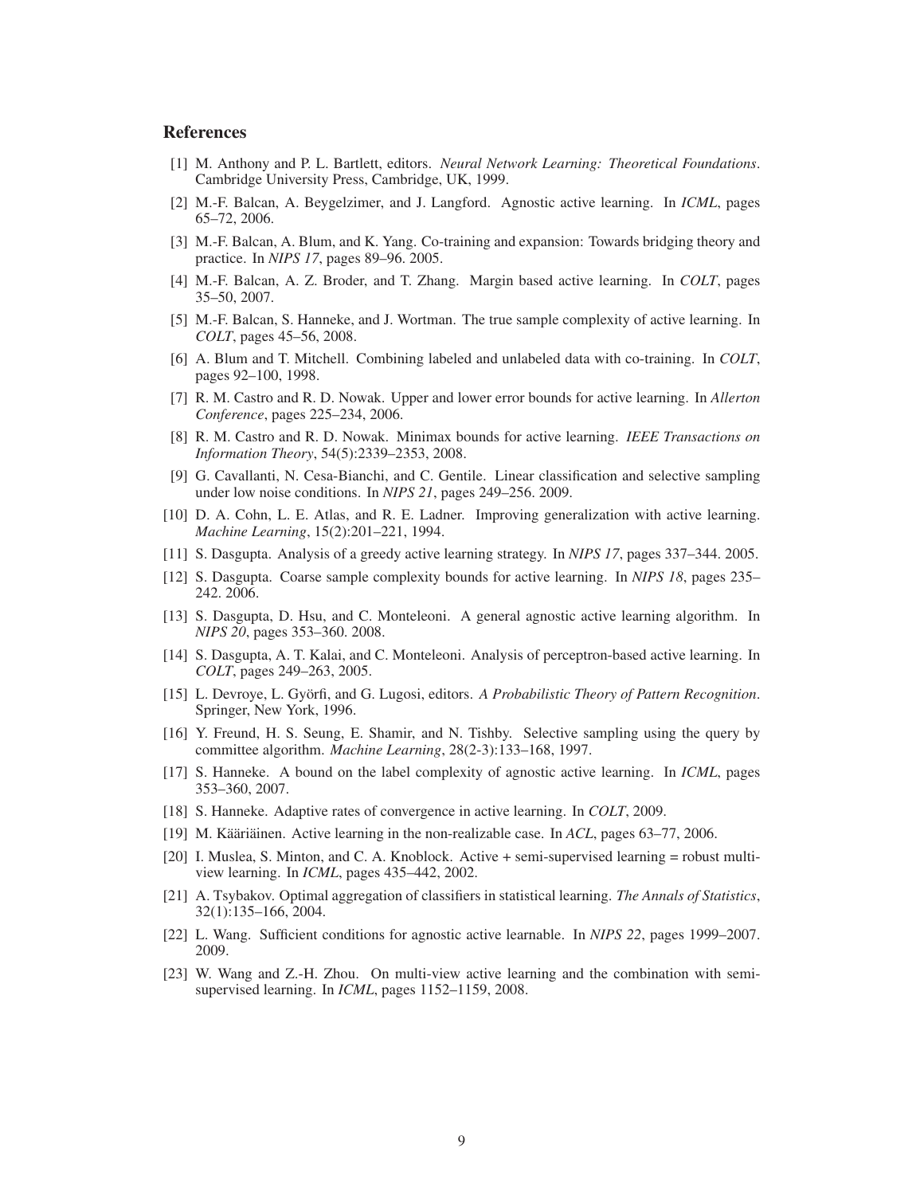## References

[1] M. Anthony and P. L. Bartlett, editors. *Neural Network Learning: Theoretical Foundations*. Cambridge University Press, Cambridge, UK, 1999.

[2] M.-F. Balcan, A. Beygelzimer, and J. Langford. Agnostic active learning. In *ICML*, pages 65–72, 2006.

[3] M.-F. Balcan, A. Blum, and K. Yang. Co-training and expansion: Towards bridging theory and practice. In *NIPS 17*, pages 89–96. 2005.

[4] M.-F. Balcan, A. Z. Broder, and T. Zhang. Margin based active learning. In *COLT*, pages 35–50, 2007.

[5] M.-F. Balcan, S. Hanneke, and J. Wortman. The true sample complexity of active learning. In *COLT*, pages 45–56, 2008.

[6] A. Blum and T. Mitchell. Combining labeled and unlabeled data with co-training. In *COLT*, pages 92–100, 1998.

[7] R. M. Castro and R. D. Nowak. Upper and lower error bounds for active learning. In *Allerton Conference*, pages 225–234, 2006.

[8] R. M. Castro and R. D. Nowak. Minimax bounds for active learning. *IEEE Transactions on Information Theory*, 54(5):2339–2353, 2008.

[9] G. Cavallanti, N. Cesa-Bianchi, and C. Gentile. Linear classification and selective sampling under low noise conditions. In *NIPS 21*, pages 249–256. 2009.

[10] D. A. Cohn, L. E. Atlas, and R. E. Ladner. Improving generalization with active learning. *Machine Learning*, 15(2):201–221, 1994.

[11] S. Dasgupta. Analysis of a greedy active learning strategy. In *NIPS 17*, pages 337–344. 2005.

[12] S. Dasgupta. Coarse sample complexity bounds for active learning. In *NIPS 18*, pages 235–242. 2006.

[13] S. Dasgupta, D. Hsu, and C. Monteleoni. A general agnostic active learning algorithm. In *NIPS 20*, pages 353–360. 2008.

[14] S. Dasgupta, A. T. Kalai, and C. Monteleoni. Analysis of perceptron-based active learning. In *COLT*, pages 249–263, 2005.

[15] L. Devroye, L. Györfi, and G. Lugosi, editors. *A Probabilistic Theory of Pattern Recognition*. Springer, New York, 1996.

[16] Y. Freund, H. S. Seung, E. Shamir, and N. Tishby. Selective sampling using the query by committee algorithm. *Machine Learning*, 28(2-3):133–168, 1997.

[17] S. Hanneke. A bound on the label complexity of agnostic active learning. In *ICML*, pages 353–360, 2007.

[18] S. Hanneke. Adaptive rates of convergence in active learning. In *COLT*, 2009.

[19] M. Kääriäinen. Active learning in the non-realizable case. In *ACL*, pages 63–77, 2006.

[20] I. Muslea, S. Minton, and C. A. Knoblock. Active + semi-supervised learning = robust multi-view learning. In *ICML*, pages 435–442, 2002.

[21] A. Tsybakov. Optimal aggregation of classifiers in statistical learning. *The Annals of Statistics*, 32(1):135–166, 2004.

[22] L. Wang. Sufficient conditions for agnostic active learnable. In *NIPS 22*, pages 1999–2007. 2009.

[23] W. Wang and Z.-H. Zhou. On multi-view active learning and the combination with semi-supervised learning. In *ICML*, pages 1152–1159, 2008.